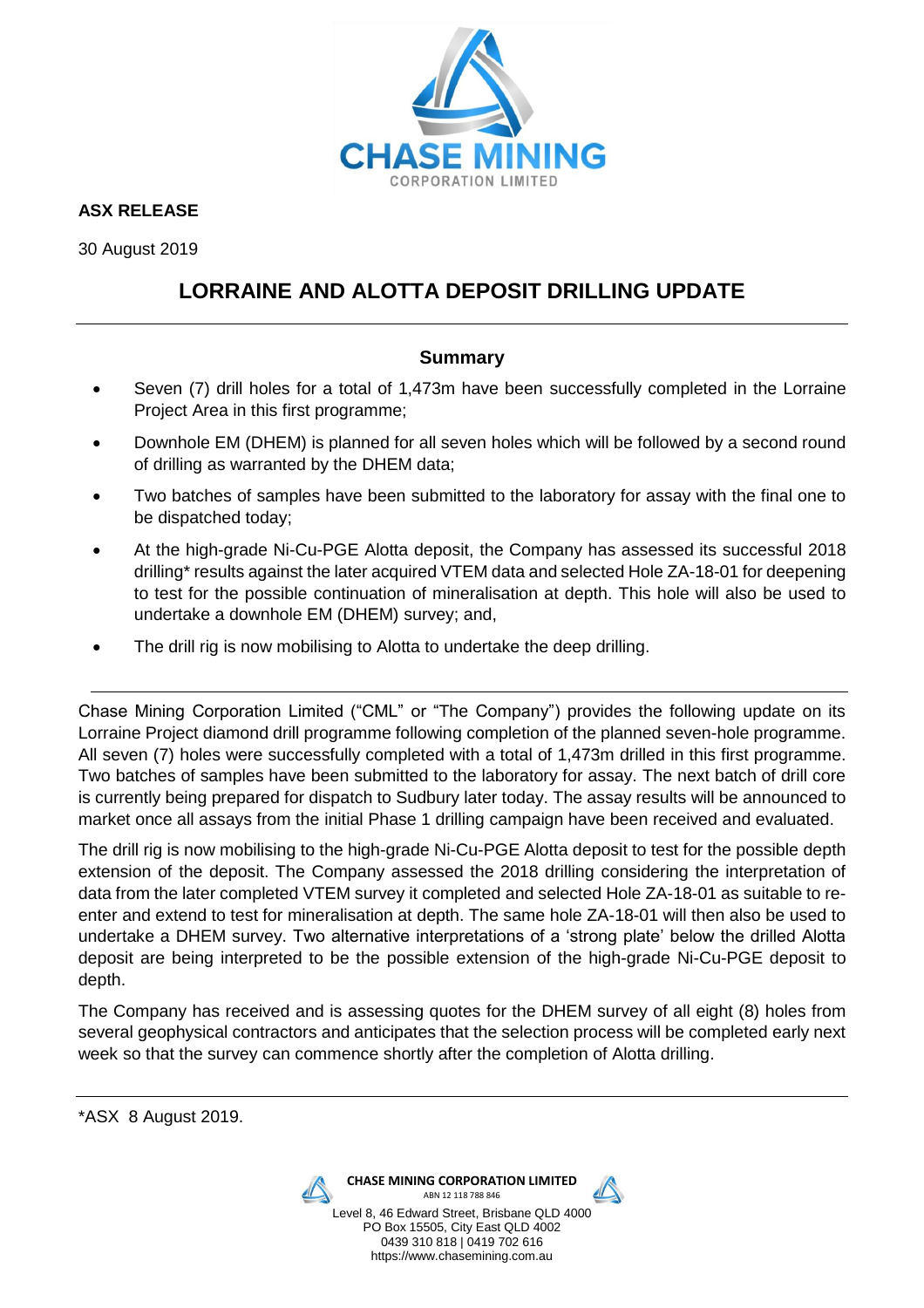**ASX RELEASE**

30 August 2019

# LORRAINE AND ALOTTA DEPOSIT DRILLING UPDATE

## Summary

- Seven (7) drill holes for a total of 1,473m have been successfully completed in the Lorraine Project Area in this first programme;
- Downhole EM (DHEM) is planned for all seven holes which will be followed by a second round of drilling as warranted by the DHEM data;
- Two batches of samples have been submitted to the laboratory for assay with the final one to be dispatched today;
- At the high-grade Ni-Cu-PGE Alotta deposit, the Company has assessed its successful 2018 drilling* results against the later acquired VTEM data and selected Hole ZA-18-01 for deepening to test for the possible continuation of mineralisation at depth. This hole will also be used to undertake a downhole EM (DHEM) survey; and,
- The drill rig is now mobilising to Alotta to undertake the deep drilling.

---

Chase Mining Corporation Limited ("CML" or "The Company") provides the following update on its Lorraine Project diamond drill programme following completion of the planned seven-hole programme. All seven (7) holes were successfully completed with a total of 1,473m drilled in this first programme. Two batches of samples have been submitted to the laboratory for assay. The next batch of drill core is currently being prepared for dispatch to Sudbury later today. The assay results will be announced to market once all assays from the initial Phase 1 drilling campaign have been received and evaluated.

The drill rig is now mobilising to the high-grade Ni-Cu-PGE Alotta deposit to test for the possible depth extension of the deposit. The Company assessed the 2018 drilling considering the interpretation of data from the later completed VTEM survey it completed and selected Hole ZA-18-01 as suitable to re-enter and extend to test for mineralisation at depth. The same hole ZA-18-01 will then also be used to undertake a DHEM survey. Two alternative interpretations of a 'strong plate' below the drilled Alotta deposit are being interpreted to be the possible extension of the high-grade Ni-Cu-PGE deposit to depth.

The Company has received and is assessing quotes for the DHEM survey of all eight (8) holes from several geophysical contractors and anticipates that the selection process will be completed early next week so that the survey can commence shortly after the completion of Alotta drilling.

---

*ASX 8 August 2019.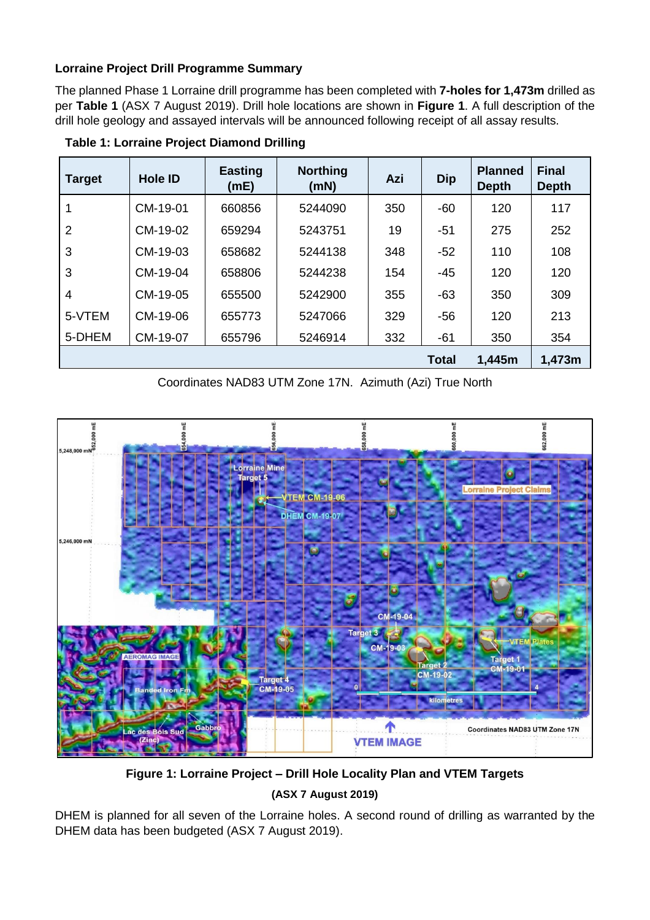**Lorraine Project Drill Programme Summary**

The planned Phase 1 Lorraine drill programme has been completed with **7-holes for 1,473m** drilled as per **Table 1** (ASX 7 August 2019). Drill hole locations are shown in **Figure 1**. A full description of the drill hole geology and assayed intervals will be announced following receipt of all assay results.

**Table 1: Lorraine Project Diamond Drilling**

| Target | Hole ID | Easting (mE) | Northing (mN) | Azi | Dip | Planned Depth | Final Depth |
|---|---|---|---|---|---|---|---|
| 1 | CM-19-01 | 660856 | 5244090 | 350 | -60 | 120 | 117 |
| 2 | CM-19-02 | 659294 | 5243751 | 19 | -51 | 275 | 252 |
| 3 | CM-19-03 | 658682 | 5244138 | 348 | -52 | 110 | 108 |
| 3 | CM-19-04 | 658806 | 5244238 | 154 | -45 | 120 | 120 |
| 4 | CM-19-05 | 655500 | 5242900 | 355 | -63 | 350 | 309 |
| 5-VTEM | CM-19-06 | 655773 | 5247066 | 329 | -56 | 120 | 213 |
| 5-DHEM | CM-19-07 | 655796 | 5246914 | 332 | -61 | 350 | 354 |
| | | | | | **Total** | **1,445m** | **1,473m** |

Coordinates NAD83 UTM Zone 17N. Azimuth (Azi) True North

**Figure 1: Lorraine Project – Drill Hole Locality Plan and VTEM Targets**

**(ASX 7 August 2019)**

DHEM is planned for all seven of the Lorraine holes. A second round of drilling as warranted by the DHEM data has been budgeted (ASX 7 August 2019).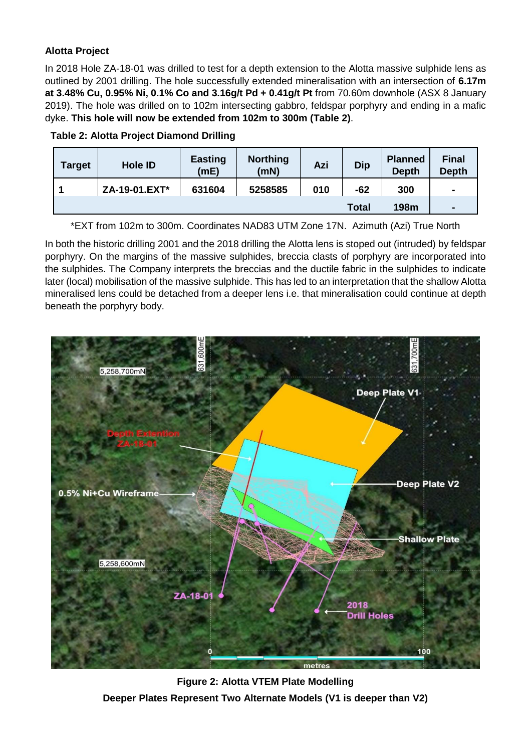**Alotta Project**

In 2018 Hole ZA-18-01 was drilled to test for a depth extension to the Alotta massive sulphide lens as outlined by 2001 drilling. The hole successfully extended mineralisation with an intersection of **6.17m at 3.48% Cu, 0.95% Ni, 0.1% Co and 3.16g/t Pd + 0.41g/t Pt** from 70.60m downhole (ASX 8 January 2019). The hole was drilled on to 102m intersecting gabbro, feldspar porphyry and ending in a mafic dyke. **This hole will now be extended from 102m to 300m (Table 2)**.

**Table 2: Alotta Project Diamond Drilling**

| Target | Hole ID | Easting (mE) | Northing (mN) | Azi | Dip | Planned Depth | Final Depth |
|---|---|---|---|---|---|---|---|
| 1 | ZA-19-01.EXT* | 631604 | 5258585 | 010 | -62 | 300 | - |
| | | | | | Total | 198m | - |

*EXT from 102m to 300m. Coordinates NAD83 UTM Zone 17N. Azimuth (Azi) True North

In both the historic drilling 2001 and the 2018 drilling the Alotta lens is stoped out (intruded) by feldspar porphyry. On the margins of the massive sulphides, breccia clasts of porphyry are incorporated into the sulphides. The Company interprets the breccias and the ductile fabric in the sulphides to indicate later (local) mobilisation of the massive sulphide. This has led to an interpretation that the shallow Alotta mineralised lens could be detached from a deeper lens i.e. that mineralisation could continue at depth beneath the porphyry body.

**Figure 2: Alotta VTEM Plate Modelling**

**Deeper Plates Represent Two Alternate Models (V1 is deeper than V2)**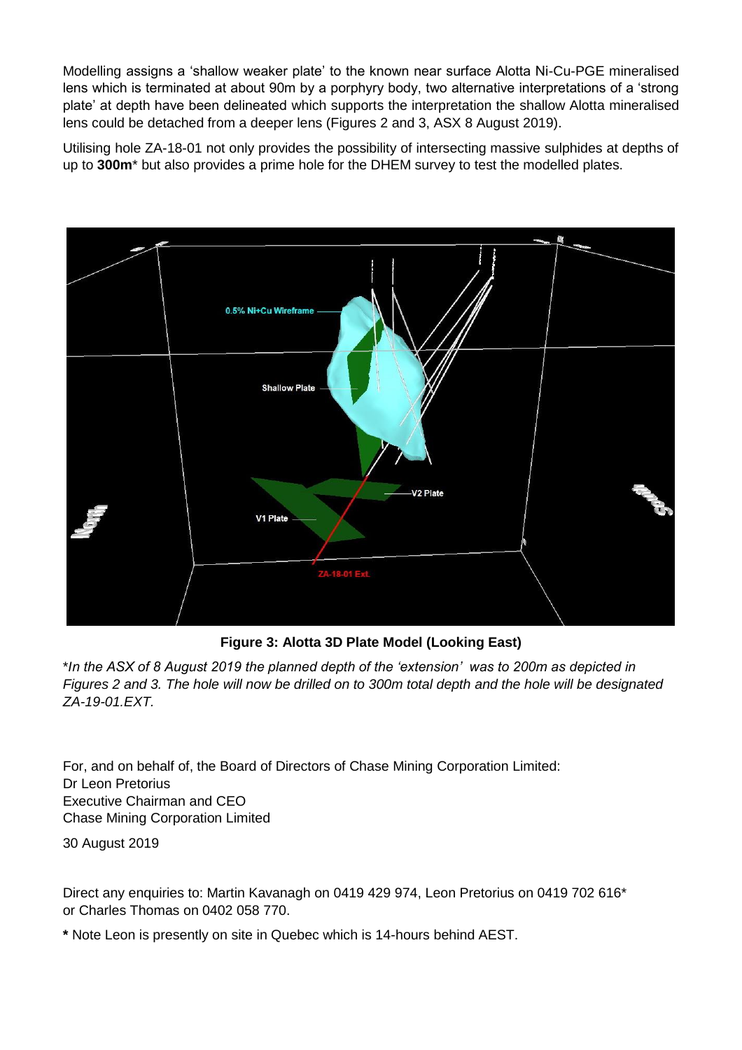Modelling assigns a 'shallow weaker plate' to the known near surface Alotta Ni-Cu-PGE mineralised lens which is terminated at about 90m by a porphyry body, two alternative interpretations of a 'strong plate' at depth have been delineated which supports the interpretation the shallow Alotta mineralised lens could be detached from a deeper lens (Figures 2 and 3, ASX 8 August 2019).

Utilising hole ZA-18-01 not only provides the possibility of intersecting massive sulphides at depths of up to **300m*** but also provides a prime hole for the DHEM survey to test the modelled plates.

**Figure 3: Alotta 3D Plate Model (Looking East)**

**In the ASX of 8 August 2019 the planned depth of the 'extension' was to 200m as depicted in Figures 2 and 3. The hole will now be drilled on to 300m total depth and the hole will be designated ZA-19-01.EXT.*

For, and on behalf of, the Board of Directors of Chase Mining Corporation Limited:
Dr Leon Pretorius
Executive Chairman and CEO
Chase Mining Corporation Limited

30 August 2019

Direct any enquiries to: Martin Kavanagh on 0419 429 974, Leon Pretorius on 0419 702 616*
or Charles Thomas on 0402 058 770.

**\*** Note Leon is presently on site in Quebec which is 14-hours behind AEST.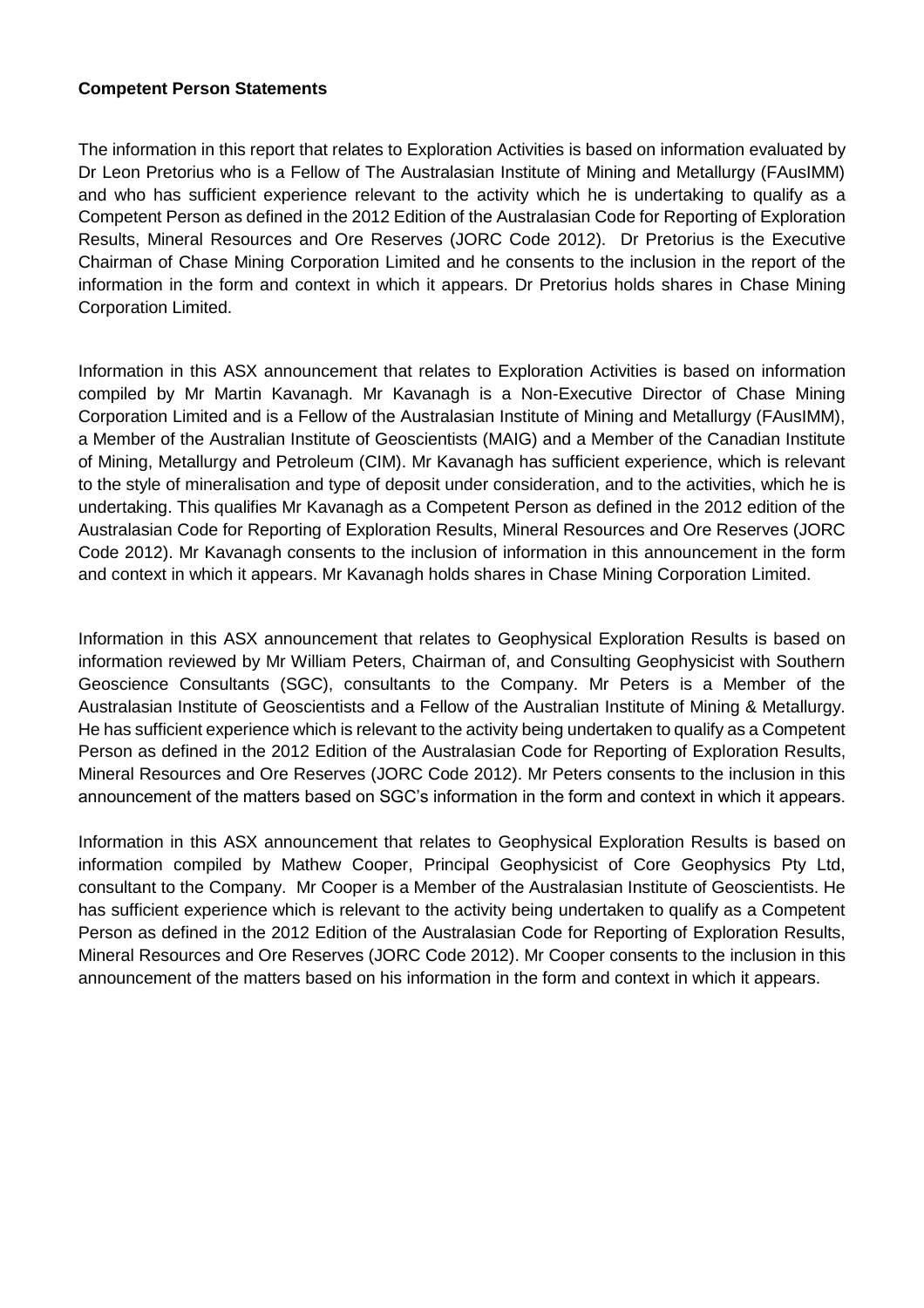**Competent Person Statements**

The information in this report that relates to Exploration Activities is based on information evaluated by Dr Leon Pretorius who is a Fellow of The Australasian Institute of Mining and Metallurgy (FAusIMM) and who has sufficient experience relevant to the activity which he is undertaking to qualify as a Competent Person as defined in the 2012 Edition of the Australasian Code for Reporting of Exploration Results, Mineral Resources and Ore Reserves (JORC Code 2012). Dr Pretorius is the Executive Chairman of Chase Mining Corporation Limited and he consents to the inclusion in the report of the information in the form and context in which it appears. Dr Pretorius holds shares in Chase Mining Corporation Limited.

Information in this ASX announcement that relates to Exploration Activities is based on information compiled by Mr Martin Kavanagh. Mr Kavanagh is a Non-Executive Director of Chase Mining Corporation Limited and is a Fellow of the Australasian Institute of Mining and Metallurgy (FAusIMM), a Member of the Australian Institute of Geoscientists (MAIG) and a Member of the Canadian Institute of Mining, Metallurgy and Petroleum (CIM). Mr Kavanagh has sufficient experience, which is relevant to the style of mineralisation and type of deposit under consideration, and to the activities, which he is undertaking. This qualifies Mr Kavanagh as a Competent Person as defined in the 2012 edition of the Australasian Code for Reporting of Exploration Results, Mineral Resources and Ore Reserves (JORC Code 2012). Mr Kavanagh consents to the inclusion of information in this announcement in the form and context in which it appears. Mr Kavanagh holds shares in Chase Mining Corporation Limited.

Information in this ASX announcement that relates to Geophysical Exploration Results is based on information reviewed by Mr William Peters, Chairman of, and Consulting Geophysicist with Southern Geoscience Consultants (SGC), consultants to the Company. Mr Peters is a Member of the Australasian Institute of Geoscientists and a Fellow of the Australian Institute of Mining & Metallurgy. He has sufficient experience which is relevant to the activity being undertaken to qualify as a Competent Person as defined in the 2012 Edition of the Australasian Code for Reporting of Exploration Results, Mineral Resources and Ore Reserves (JORC Code 2012). Mr Peters consents to the inclusion in this announcement of the matters based on SGC's information in the form and context in which it appears.

Information in this ASX announcement that relates to Geophysical Exploration Results is based on information compiled by Mathew Cooper, Principal Geophysicist of Core Geophysics Pty Ltd, consultant to the Company. Mr Cooper is a Member of the Australasian Institute of Geoscientists. He has sufficient experience which is relevant to the activity being undertaken to qualify as a Competent Person as defined in the 2012 Edition of the Australasian Code for Reporting of Exploration Results, Mineral Resources and Ore Reserves (JORC Code 2012). Mr Cooper consents to the inclusion in this announcement of the matters based on his information in the form and context in which it appears.